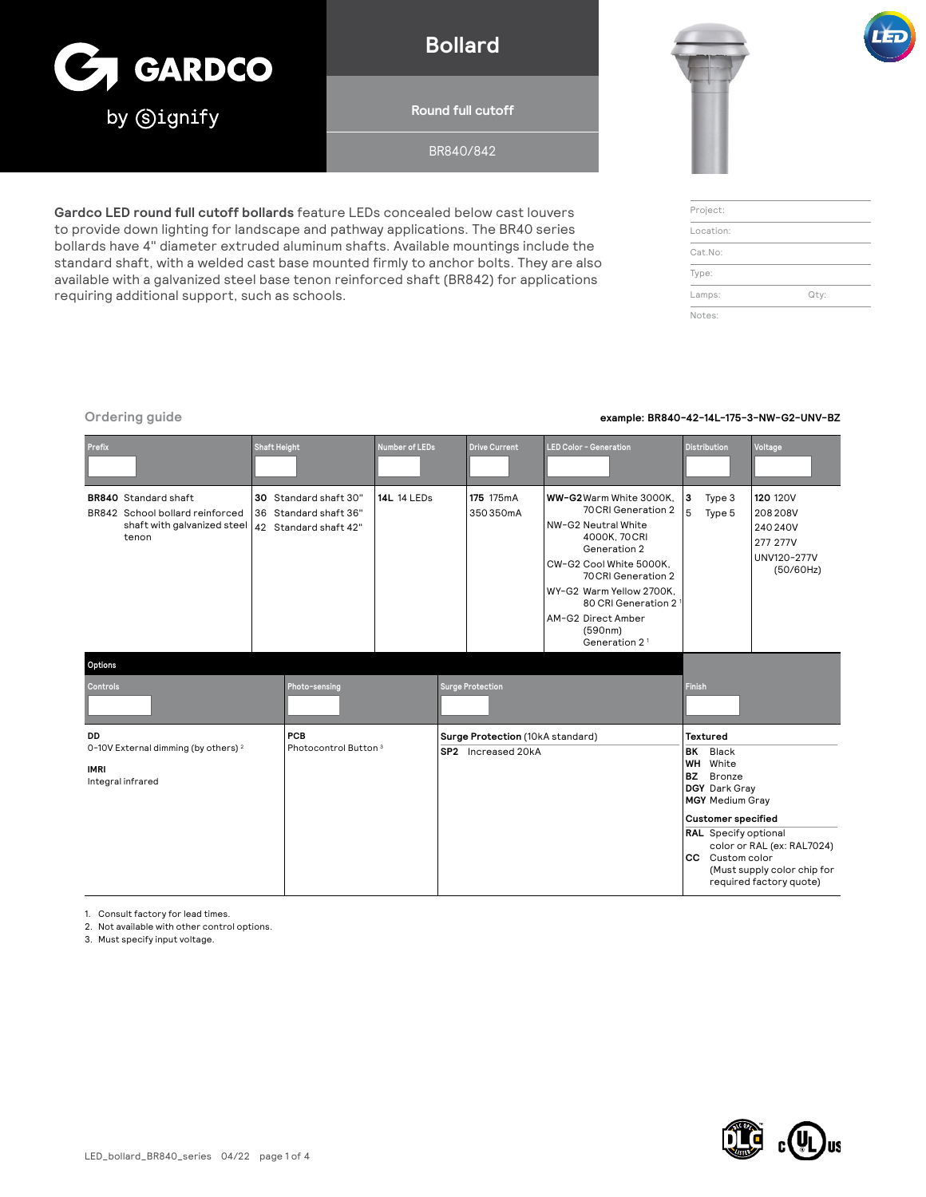# GARDCO by signify

## Bollard

### Round full cutoff

BR840/842

**Gardco LED round full cutoff bollards** feature LEDs concealed below cast louvers to provide down lighting for landscape and pathway applications. The BR40 series bollards have 4" diameter extruded aluminum shafts. Available mountings include the standard shaft, with a welded cast base mounted firmly to anchor bolts. They are also available with a galvanized steel base tenon reinforced shaft (BR842) for applications requiring additional support, such as schools.

| | |
|---|---|
| Project: | |
| Location: | |
| Cat.No: | |
| Type: | |
| Lamps: | Qty: |
| Notes: | |

## Ordering guide

**example: BR840-42-14L-175-3-NW-G2-UNV-BZ**

| Prefix | Shaft Height | Number of LEDs | Drive Current | LED Color - Generation | Distribution | Voltage |
|---|---|---|---|---|---|---|
| **BR840** Standard shaft<br>BR842 School bollard reinforced shaft with galvanized steel tenon | **30** Standard shaft 30"<br>36 Standard shaft 36"<br>42 Standard shaft 42" | **14L** 14 LEDs | **175** 175mA<br>350 350mA | **WW-G2** Warm White 3000K, 70CRI Generation 2<br>NW-G2 Neutral White 4000K, 70CRI Generation 2<br>CW-G2 Cool White 5000K, 70CRI Generation 2<br>WY-G2 Warm Yellow 2700K, 80 CRI Generation 2 [1]<br>AM-G2 Direct Amber (590nm) Generation 2 [1] | **3** Type 3<br>5 Type 5 | **120** 120V<br>208 208V<br>240 240V<br>277 277V<br>UNV120-277V (50/60Hz) |

**Options**

| Controls | Photo-sensing | Surge Protection | Finish |
|---|---|---|---|
| **DD**<br>0-10V External dimming (by others) [2]<br><br>**IMRI**<br>Integral infrared | **PCB**<br>Photocontrol Button [3] | **Surge Protection** (10kA standard)<br>**SP2** Increased 20kA | **Textured**<br>**BK** Black<br>**WH** White<br>**BZ** Bronze<br>**DGY** Dark Gray<br>**MGY** Medium Gray<br><br>**Customer specified**<br>**RAL** Specify optional color or RAL (ex: RAL7024)<br>**CC** Custom color (Must supply color chip for required factory quote) |

1. Consult factory for lead times.
2. Not available with other control options.
3. Must specify input voltage.

LED_bollard_BR840_series 04/22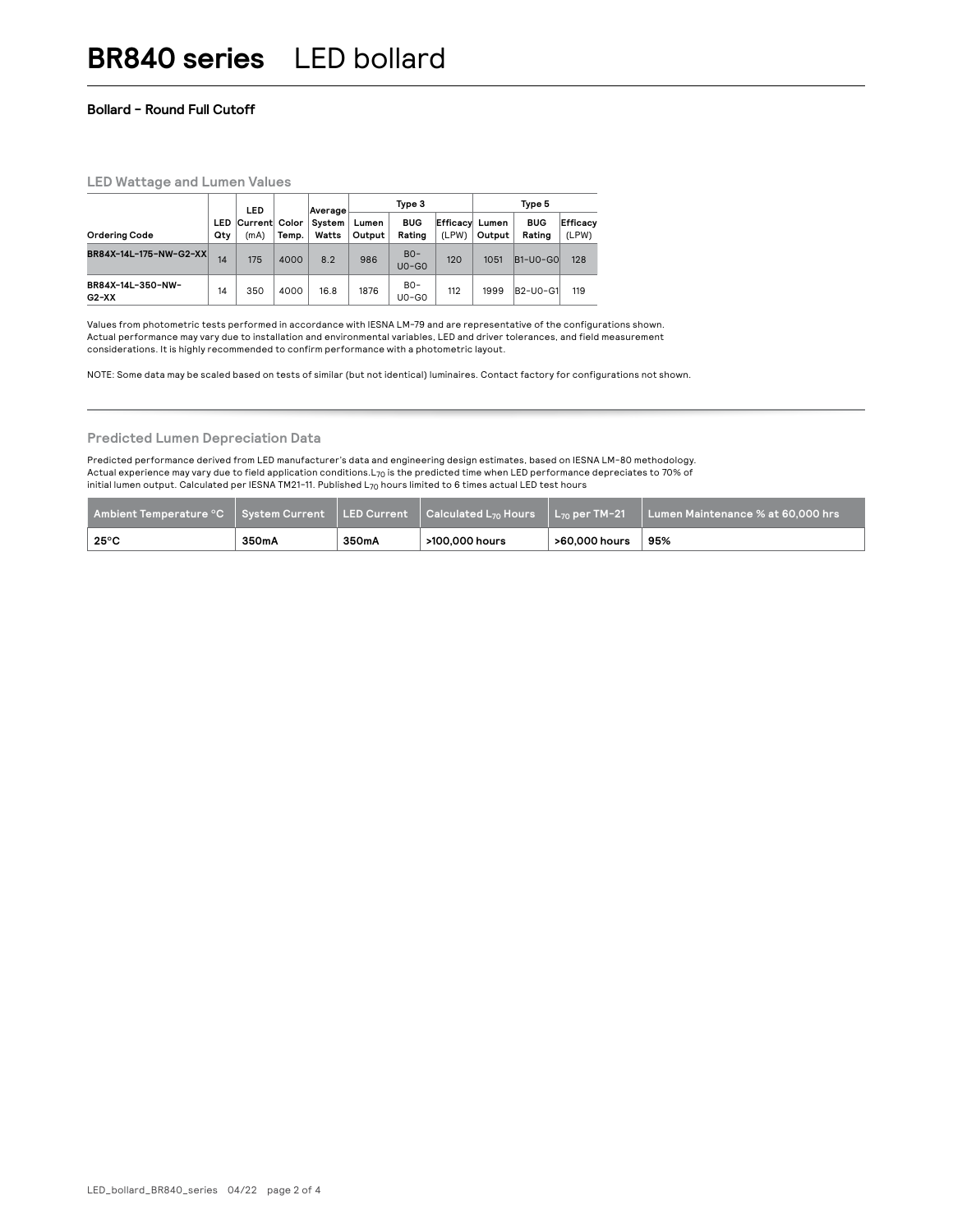# BR840 series LED bollard

### Bollard - Round Full Cutoff

## LED Wattage and Lumen Values

| Ordering Code | LED Qty | LED Current (mA) | Color Temp. | Average System Watts | Type 3 | | | Type 5 | | |
|---|---|---|---|---|---|---|---|---|---|---|
| | | | | | Lumen Output | BUG Rating | Efficacy (LPW) | Lumen Output | BUG Rating | Efficacy (LPW) |
| BR84X-14L-175-NW-G2-XX | 14 | 175 | 4000 | 8.2 | 986 | B0-U0-G0 | 120 | 1051 | B1-U0-G0 | 128 |
| BR84X-14L-350-NW-G2-XX | 14 | 350 | 4000 | 16.8 | 1876 | B0-U0-G0 | 112 | 1999 | B2-U0-G1 | 119 |

Values from photometric tests performed in accordance with IESNA LM-79 and are representative of the configurations shown. Actual performance may vary due to installation and environmental variables, LED and driver tolerances, and field measurement considerations. It is highly recommended to confirm performance with a photometric layout.

NOTE: Some data may be scaled based on tests of similar (but not identical) luminaires. Contact factory for configurations not shown.

## Predicted Lumen Depreciation Data

Predicted performance derived from LED manufacturer's data and engineering design estimates, based on IESNA LM-80 methodology. Actual experience may vary due to field application conditions. $L_{70}$ is the predicted time when LED performance depreciates to 70% of initial lumen output. Calculated per IESNA TM21-11. Published $L_{70}$ hours limited to 6 times actual LED test hours

| Ambient Temperature °C | System Current | LED Current | Calculated $L_{70}$ Hours | $L_{70}$ per TM-21 | Lumen Maintenance % at 60,000 hrs |
|---|---|---|---|---|---|
| 25°C | 350mA | 350mA | >100,000 hours | >60,000 hours | 95% |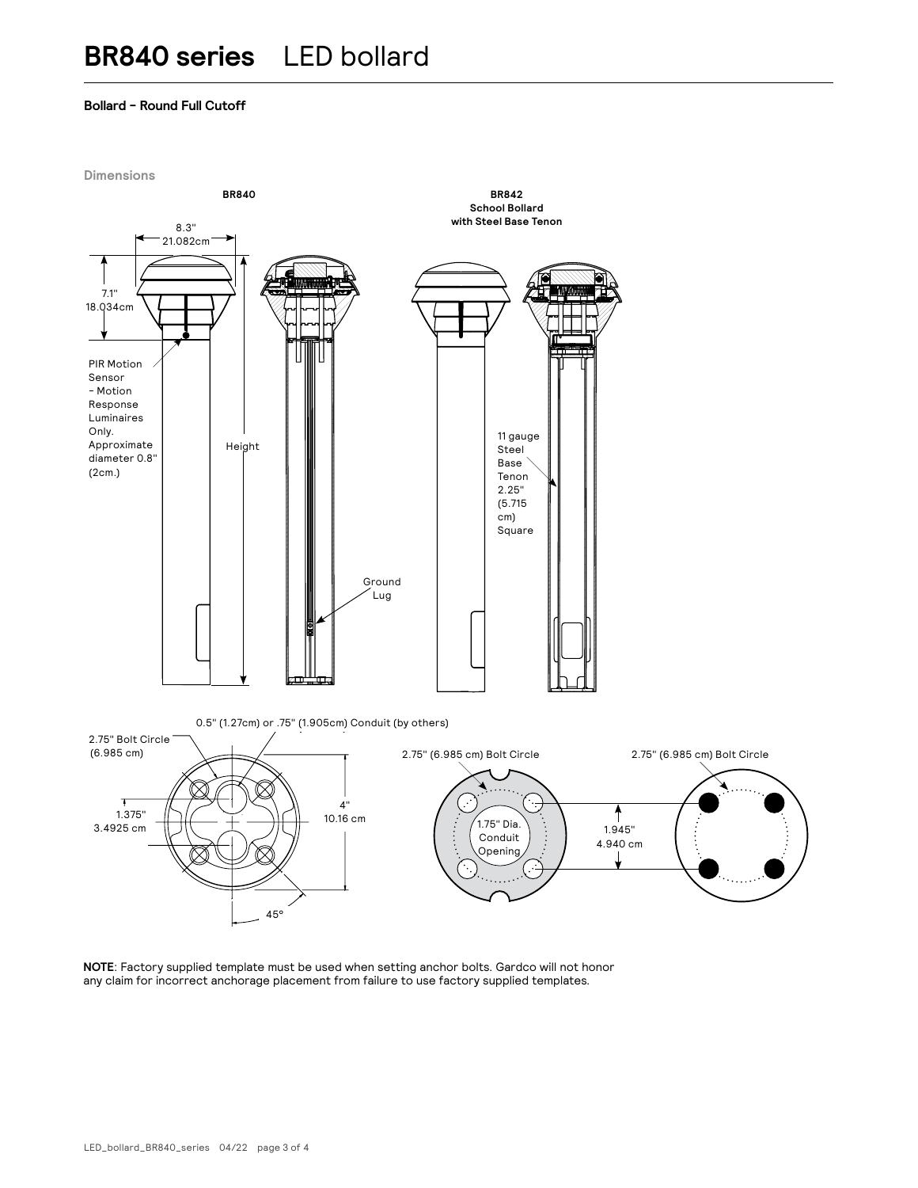# BR840 series LED bollard

**Bollard – Round Full Cutoff**

Dimensions

**BR840**

8.3"
21.082cm

7.1"
18.034cm

PIR Motion Sensor – Motion Response Luminaires Only. Approximate diameter 0.8" (2cm.)

Height

Ground Lug

**BR842**
**School Bollard with Steel Base Tenon**

11 gauge Steel Base Tenon 2.25" (5.715 cm) Square

0.5" (1.27cm) or .75" (1.905cm) Conduit (by others)

2.75" Bolt Circle (6.985 cm)

1.375"
3.4925 cm

4"
10.16 cm

45°

2.75" (6.985 cm) Bolt Circle

1.75" Dia. Conduit Opening

1.945"
4.940 cm

2.75" (6.985 cm) Bolt Circle

**NOTE**: Factory supplied template must be used when setting anchor bolts. Gardco will not honor any claim for incorrect anchorage placement from failure to use factory supplied templates.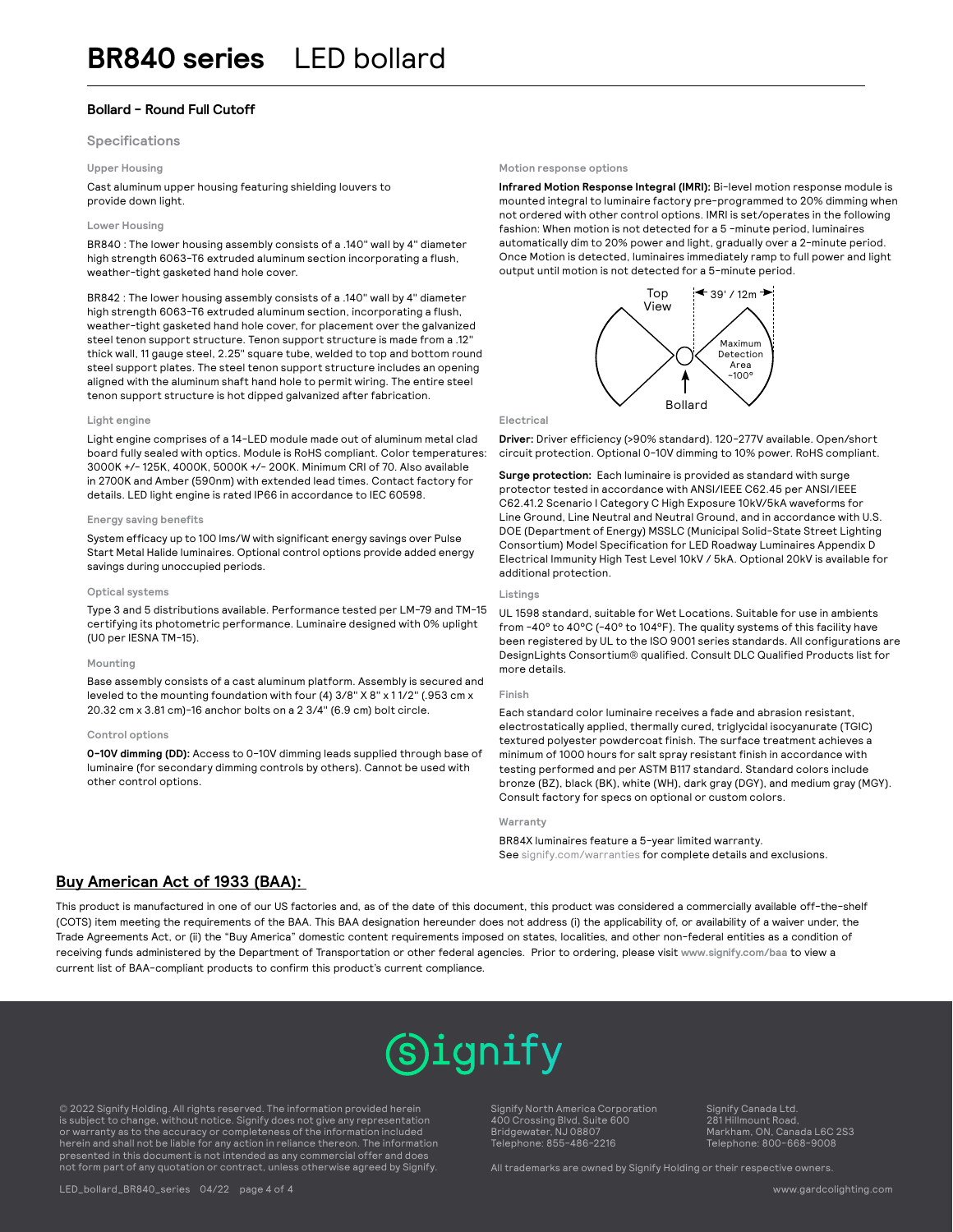# BR840 series LED bollard

### Bollard - Round Full Cutoff

## Specifications

#### Upper Housing

Cast aluminum upper housing featuring shielding louvers to provide down light.

#### Lower Housing

BR840 : The lower housing assembly consists of a .140" wall by 4" diameter high strength 6063-T6 extruded aluminum section incorporating a flush, weather-tight gasketed hand hole cover.

BR842 : The lower housing assembly consists of a .140" wall by 4" diameter high strength 6063-T6 extruded aluminum section, incorporating a flush, weather-tight gasketed hand hole cover, for placement over the galvanized steel tenon support structure. Tenon support structure is made from a .12" thick wall, 11 gauge steel, 2.25" square tube, welded to top and bottom round steel support plates. The steel tenon support structure includes an opening aligned with the aluminum shaft hand hole to permit wiring. The entire steel tenon support structure is hot dipped galvanized after fabrication.

#### Light engine

Light engine comprises of a 14-LED module made out of aluminum metal clad board fully sealed with optics. Module is RoHS compliant. Color temperatures: 3000K +/- 125K, 4000K, 5000K +/- 200K. Minimum CRI of 70. Also available in 2700K and Amber (590nm) with extended lead times. Contact factory for details. LED light engine is rated IP66 in accordance to IEC 60598.

#### Energy saving benefits

System efficacy up to 100 lms/W with significant energy savings over Pulse Start Metal Halide luminaires. Optional control options provide added energy savings during unoccupied periods.

#### Optical systems

Type 3 and 5 distributions available. Performance tested per LM-79 and TM-15 certifying its photometric performance. Luminaire designed with 0% uplight (U0 per IESNA TM-15).

#### Mounting

Base assembly consists of a cast aluminum platform. Assembly is secured and leveled to the mounting foundation with four (4) 3/8" X 8" x 1 1/2" (.953 cm x 20.32 cm x 3.81 cm)-16 anchor bolts on a 2 3/4" (6.9 cm) bolt circle.

#### Control options

**0-10V dimming (DD):** Access to 0-10V dimming leads supplied through base of luminaire (for secondary dimming controls by others). Cannot be used with other control options.

#### Motion response options

**Infrared Motion Response Integral (IMRI):** Bi-level motion response module is mounted integral to luminaire factory pre-programmed to 20% dimming when not ordered with other control options. IMRI is set/operates in the following fashion: When motion is not detected for a 5 -minute period, luminaires automatically dim to 20% power and light, gradually over a 2-minute period. Once Motion is detected, luminaires immediately ramp to full power and light output until motion is not detected for a 5-minute period.

Top View
39' / 12m
Maximum Detection Area ~100°
Bollard

#### Electrical

**Driver:** Driver efficiency (>90% standard). 120-277V available. Open/short circuit protection. Optional 0-10V dimming to 10% power. RoHS compliant.

**Surge protection:** Each luminaire is provided as standard with surge protector tested in accordance with ANSI/IEEE C62.45 per ANSI/IEEE C62.41.2 Scenario I Category C High Exposure 10kV/5kA waveforms for Line Ground, Line Neutral and Neutral Ground, and in accordance with U.S. DOE (Department of Energy) MSSLC (Municipal Solid-State Street Lighting Consortium) Model Specification for LED Roadway Luminaires Appendix D Electrical Immunity High Test Level 10kV / 5kA. Optional 20kV is available for additional protection.

#### Listings

UL 1598 standard, suitable for Wet Locations. Suitable for use in ambients from -40° to 40°C (-40° to 104°F). The quality systems of this facility have been registered by UL to the ISO 9001 series standards. All configurations are DesignLights Consortium® qualified. Consult DLC Qualified Products list for more details.

#### Finish

Each standard color luminaire receives a fade and abrasion resistant, electrostatically applied, thermally cured, triglycidal isocyanurate (TGIC) textured polyester powdercoat finish. The surface treatment achieves a minimum of 1000 hours for salt spray resistant finish in accordance with testing performed and per ASTM B117 standard. Standard colors include bronze (BZ), black (BK), white (WH), dark gray (DGY), and medium gray (MGY). Consult factory for specs on optional or custom colors.

#### Warranty

BR84X luminaires feature a 5-year limited warranty.
See signify.com/warranties for complete details and exclusions.

## Buy American Act of 1933 (BAA):

This product is manufactured in one of our US factories and, as of the date of this document, this product was considered a commercially available off-the-shelf (COTS) item meeting the requirements of the BAA. This BAA designation hereunder does not address (i) the applicability of, or availability of a waiver under, the Trade Agreements Act, or (ii) the "Buy America" domestic content requirements imposed on states, localities, and other non-federal entities as a condition of receiving funds administered by the Department of Transportation or other federal agencies. Prior to ordering, please visit www.signify.com/baa to view a current list of BAA-compliant products to confirm this product's current compliance.

signify

© 2022 Signify Holding. All rights reserved. The information provided herein is subject to change, without notice. Signify does not give any representation or warranty as to the accuracy or completeness of the information included herein and shall not be liable for any action in reliance thereon. The information presented in this document is not intended as any commercial offer and does not form part of any quotation or contract, unless otherwise agreed by Signify.

Signify North America Corporation
400 Crossing Blvd, Suite 600
Bridgewater, NJ 08807
Telephone: 855-486-2216

Signify Canada Ltd.
281 Hillmount Road,
Markham, ON, Canada L6C 2S3
Telephone: 800-668-9008

All trademarks are owned by Signify Holding or their respective owners.